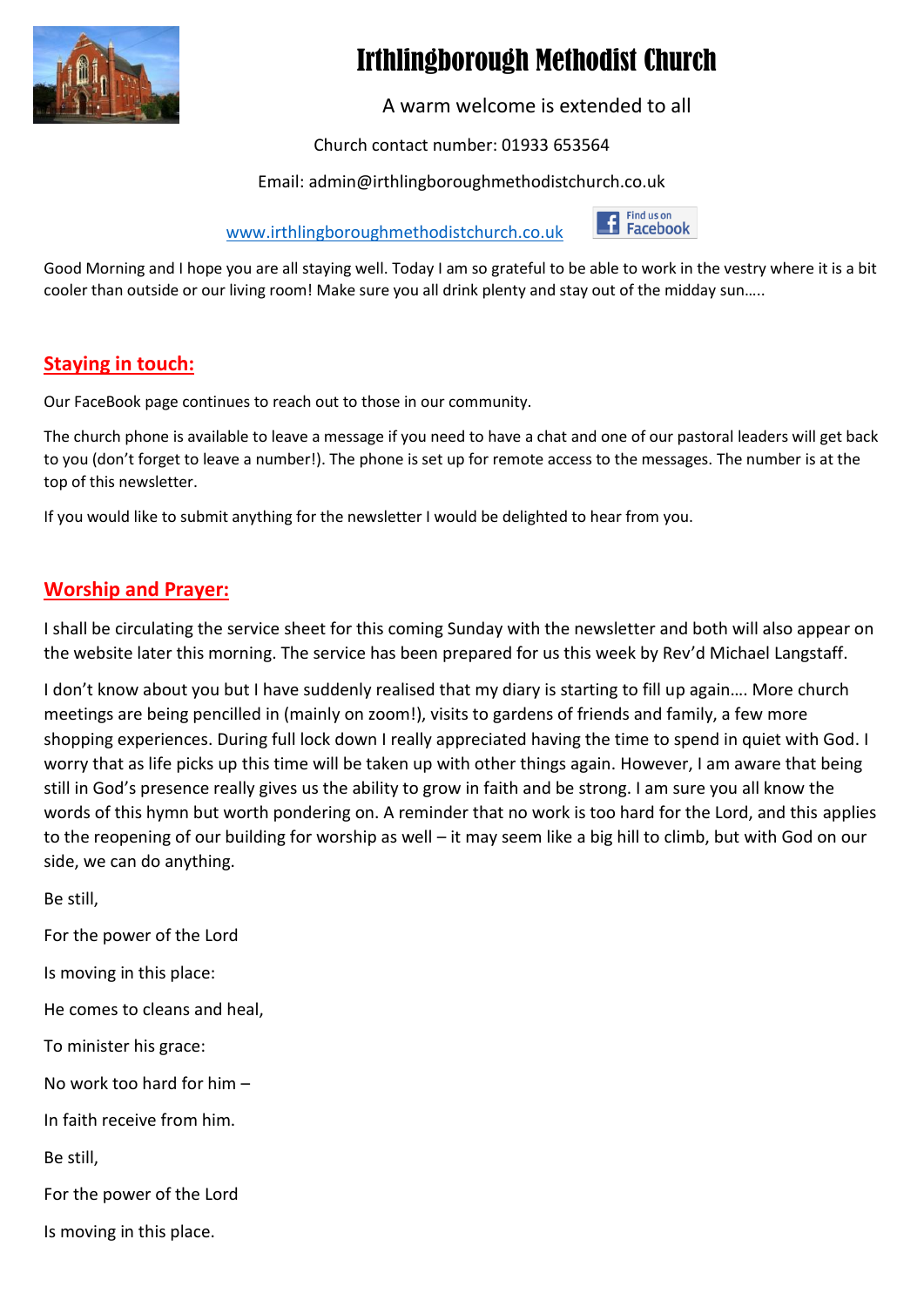# Irthlingborough Methodist Church

A warm welcome is extended to all

Church contact number: 01933 653564

Email: admin@irthlingboroughmethodistchurch.co.uk

www.irthlingboroughmethodistchurch.co.uk

Find us on Facebook

Good Morning and I hope you are all staying well. Today I am so grateful to be able to work in the vestry where it is a bit cooler than outside or our living room! Make sure you all drink plenty and stay out of the midday sun…..

## Staying in touch:

Our FaceBook page continues to reach out to those in our community.

The church phone is available to leave a message if you need to have a chat and one of our pastoral leaders will get back to you (don't forget to leave a number!). The phone is set up for remote access to the messages. The number is at the top of this newsletter.

If you would like to submit anything for the newsletter I would be delighted to hear from you.

## Worship and Prayer:

I shall be circulating the service sheet for this coming Sunday with the newsletter and both will also appear on the website later this morning. The service has been prepared for us this week by Rev'd Michael Langstaff.

I don't know about you but I have suddenly realised that my diary is starting to fill up again…. More church meetings are being pencilled in (mainly on zoom!), visits to gardens of friends and family, a few more shopping experiences. During full lock down I really appreciated having the time to spend in quiet with God. I worry that as life picks up this time will be taken up with other things again. However, I am aware that being still in God's presence really gives us the ability to grow in faith and be strong. I am sure you all know the words of this hymn but worth pondering on. A reminder that no work is too hard for the Lord, and this applies to the reopening of our building for worship as well – it may seem like a big hill to climb, but with God on our side, we can do anything.

Be still,

For the power of the Lord

Is moving in this place:

He comes to cleans and heal,

To minister his grace:

No work too hard for him –

In faith receive from him.

Be still,

For the power of the Lord

Is moving in this place.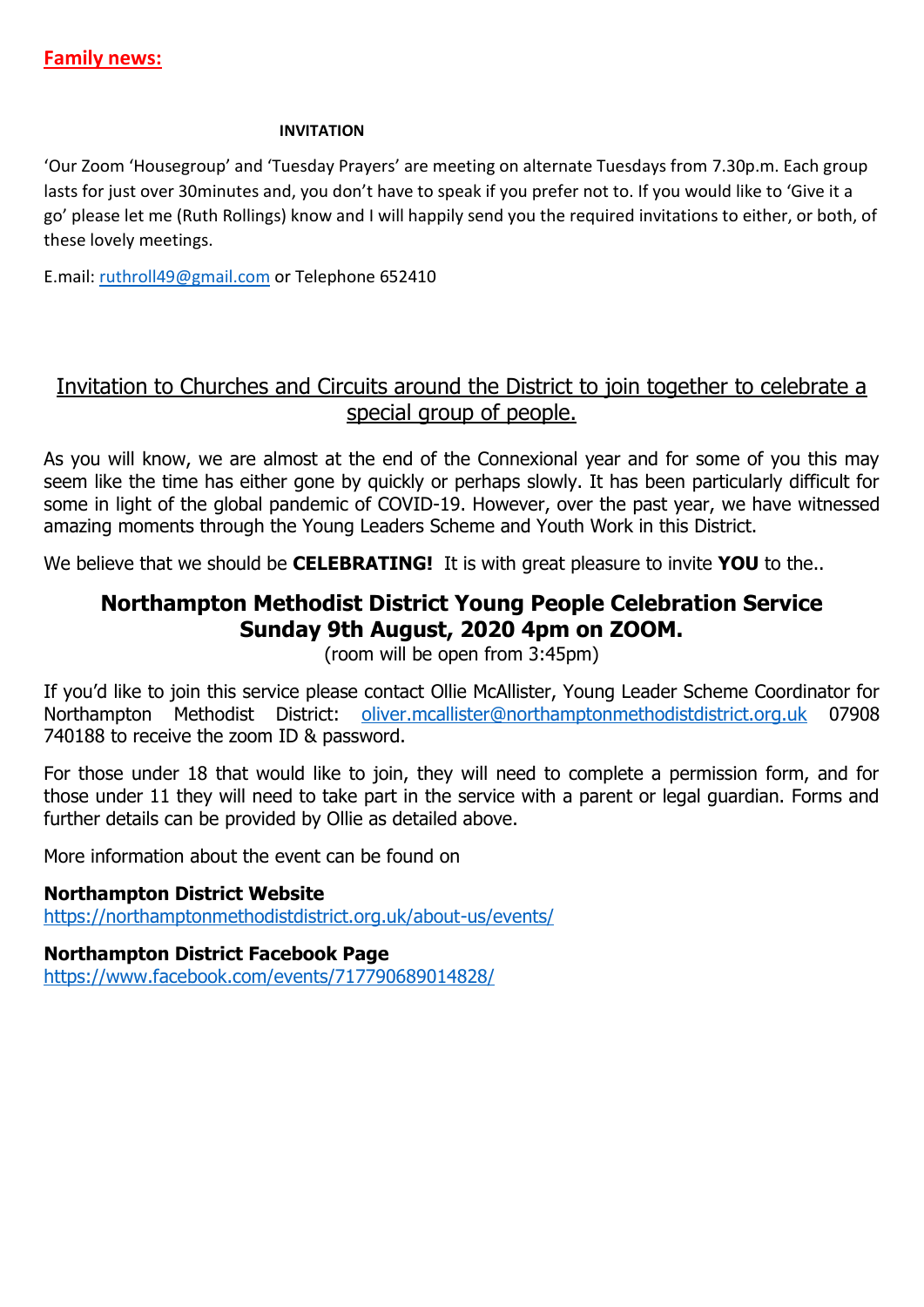## Family news:

**INVITATION**

'Our Zoom 'Housegroup' and 'Tuesday Prayers' are meeting on alternate Tuesdays from 7.30p.m. Each group lasts for just over 30minutes and, you don't have to speak if you prefer not to. If you would like to 'Give it a go' please let me (Ruth Rollings) know and I will happily send you the required invitations to either, or both, of these lovely meetings.

E.mail: ruthroll49@gmail.com or Telephone 652410

## Invitation to Churches and Circuits around the District to join together to celebrate a special group of people.

As you will know, we are almost at the end of the Connexional year and for some of you this may seem like the time has either gone by quickly or perhaps slowly. It has been particularly difficult for some in light of the global pandemic of COVID-19. However, over the past year, we have witnessed amazing moments through the Young Leaders Scheme and Youth Work in this District.

We believe that we should be **CELEBRATING!** It is with great pleasure to invite **YOU** to the..

### Northampton Methodist District Young People Celebration Service
### Sunday 9th August, 2020 4pm on ZOOM.

(room will be open from 3:45pm)

If you'd like to join this service please contact Ollie McAllister, Young Leader Scheme Coordinator for Northampton Methodist District: oliver.mcallister@northamptonmethodistdistrict.org.uk 07908 740188 to receive the zoom ID & password.

For those under 18 that would like to join, they will need to complete a permission form, and for those under 11 they will need to take part in the service with a parent or legal guardian. Forms and further details can be provided by Ollie as detailed above.

More information about the event can be found on

**Northampton District Website**
https://northamptonmethodistdistrict.org.uk/about-us/events/

**Northampton District Facebook Page**
https://www.facebook.com/events/717790689014828/